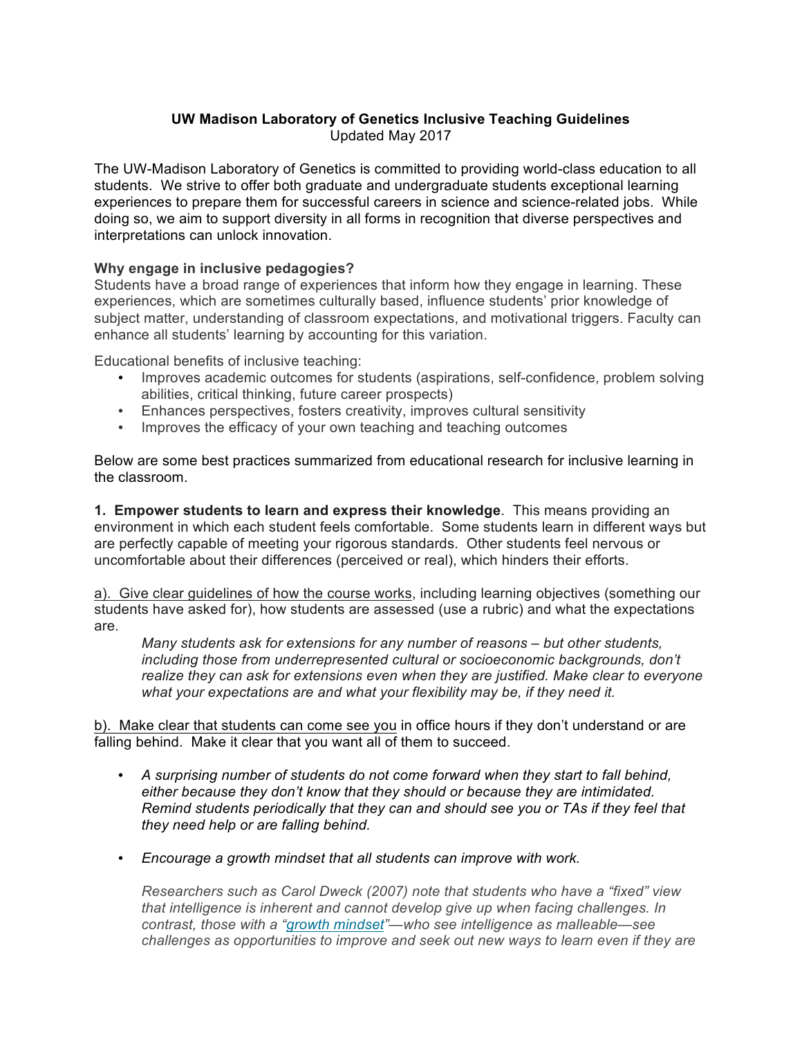**UW Madison Laboratory of Genetics Inclusive Teaching Guidelines**
Updated May 2017

The UW-Madison Laboratory of Genetics is committed to providing world-class education to all students. We strive to offer both graduate and undergraduate students exceptional learning experiences to prepare them for successful careers in science and science-related jobs. While doing so, we aim to support diversity in all forms in recognition that diverse perspectives and interpretations can unlock innovation.

**Why engage in inclusive pedagogies?**
Students have a broad range of experiences that inform how they engage in learning. These experiences, which are sometimes culturally based, influence students' prior knowledge of subject matter, understanding of classroom expectations, and motivational triggers. Faculty can enhance all students' learning by accounting for this variation.

Educational benefits of inclusive teaching:

- Improves academic outcomes for students (aspirations, self-confidence, problem solving abilities, critical thinking, future career prospects)
- Enhances perspectives, fosters creativity, improves cultural sensitivity
- Improves the efficacy of your own teaching and teaching outcomes

Below are some best practices summarized from educational research for inclusive learning in the classroom.

**1. Empower students to learn and express their knowledge**. This means providing an environment in which each student feels comfortable. Some students learn in different ways but are perfectly capable of meeting your rigorous standards. Other students feel nervous or uncomfortable about their differences (perceived or real), which hinders their efforts.

<u>a). Give clear guidelines of how the course works</u>, including learning objectives (something our students have asked for), how students are assessed (use a rubric) and what the expectations are.

> *Many students ask for extensions for any number of reasons – but other students, including those from underrepresented cultural or socioeconomic backgrounds, don't realize they can ask for extensions even when they are justified. Make clear to everyone what your expectations are and what your flexibility may be, if they need it.*

<u>b). Make clear that students can come see you</u> in office hours if they don't understand or are falling behind. Make it clear that you want all of them to succeed.

- *A surprising number of students do not come forward when they start to fall behind, either because they don't know that they should or because they are intimidated. Remind students periodically that they can and should see you or TAs if they feel that they need help or are falling behind.*

- *Encourage a growth mindset that all students can improve with work.*

  *Researchers such as Carol Dweck (2007) note that students who have a "fixed" view that intelligence is inherent and cannot develop give up when facing challenges. In contrast, those with a "growth mindset"—who see intelligence as malleable—see challenges as opportunities to improve and seek out new ways to learn even if they are*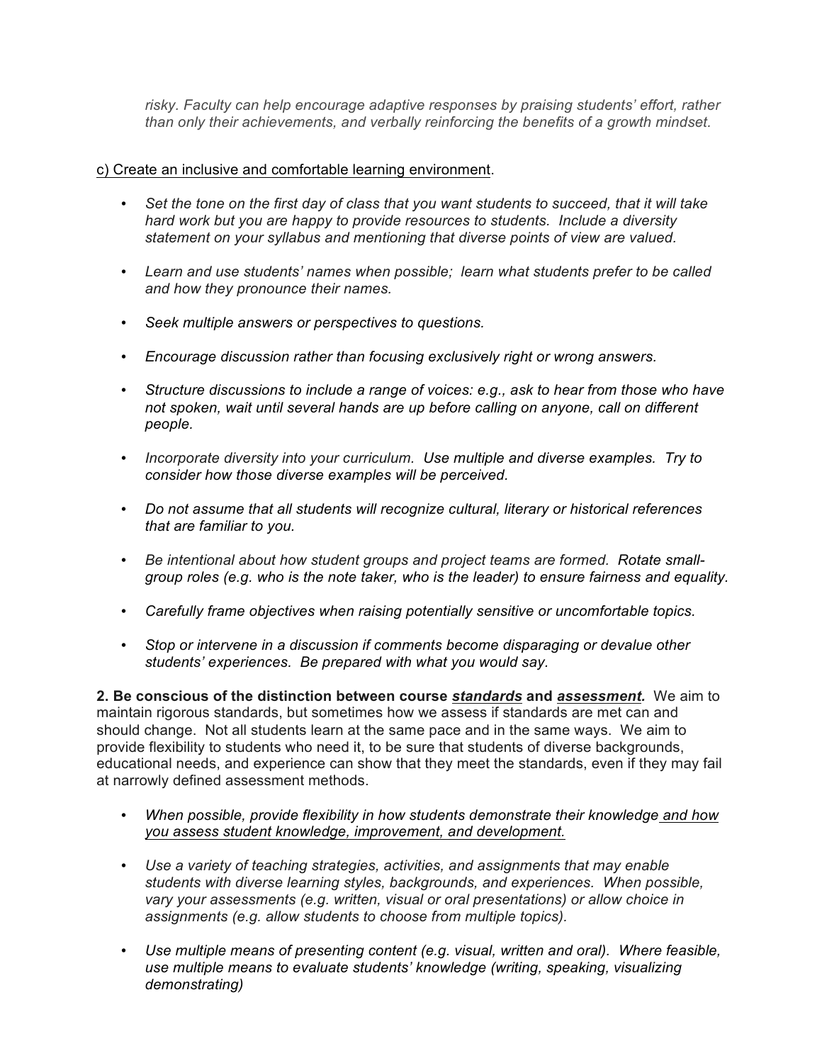*risky. Faculty can help encourage adaptive responses by praising students' effort, rather than only their achievements, and verbally reinforcing the benefits of a growth mindset.*

<u>c) Create an inclusive and comfortable learning environment</u>.

- *Set the tone on the first day of class that you want students to succeed, that it will take hard work but you are happy to provide resources to students. Include a diversity statement on your syllabus and mentioning that diverse points of view are valued.*

- *Learn and use students' names when possible; learn what students prefer to be called and how they pronounce their names.*

- *Seek multiple answers or perspectives to questions.*

- *Encourage discussion rather than focusing exclusively right or wrong answers.*

- *Structure discussions to include a range of voices: e.g., ask to hear from those who have not spoken, wait until several hands are up before calling on anyone, call on different people.*

- *Incorporate diversity into your curriculum. Use multiple and diverse examples. Try to consider how those diverse examples will be perceived.*

- *Do not assume that all students will recognize cultural, literary or historical references that are familiar to you.*

- *Be intentional about how student groups and project teams are formed. Rotate small-group roles (e.g. who is the note taker, who is the leader) to ensure fairness and equality.*

- *Carefully frame objectives when raising potentially sensitive or uncomfortable topics.*

- *Stop or intervene in a discussion if comments become disparaging or devalue other students' experiences. Be prepared with what you would say.*

**2. Be conscious of the distinction between course *<u>standards</u>* and *<u>assessment</u>*.** We aim to maintain rigorous standards, but sometimes how we assess if standards are met can and should change. Not all students learn at the same pace and in the same ways. We aim to provide flexibility to students who need it, to be sure that students of diverse backgrounds, educational needs, and experience can show that they meet the standards, even if they may fail at narrowly defined assessment methods.

- *When possible, provide flexibility in how students demonstrate their knowledge <u>and how you assess student knowledge, improvement, and development.</u>*

- *Use a variety of teaching strategies, activities, and assignments that may enable students with diverse learning styles, backgrounds, and experiences. When possible, vary your assessments (e.g. written, visual or oral presentations) or allow choice in assignments (e.g. allow students to choose from multiple topics).*

- *Use multiple means of presenting content (e.g. visual, written and oral). Where feasible, use multiple means to evaluate students' knowledge (writing, speaking, visualizing demonstrating)*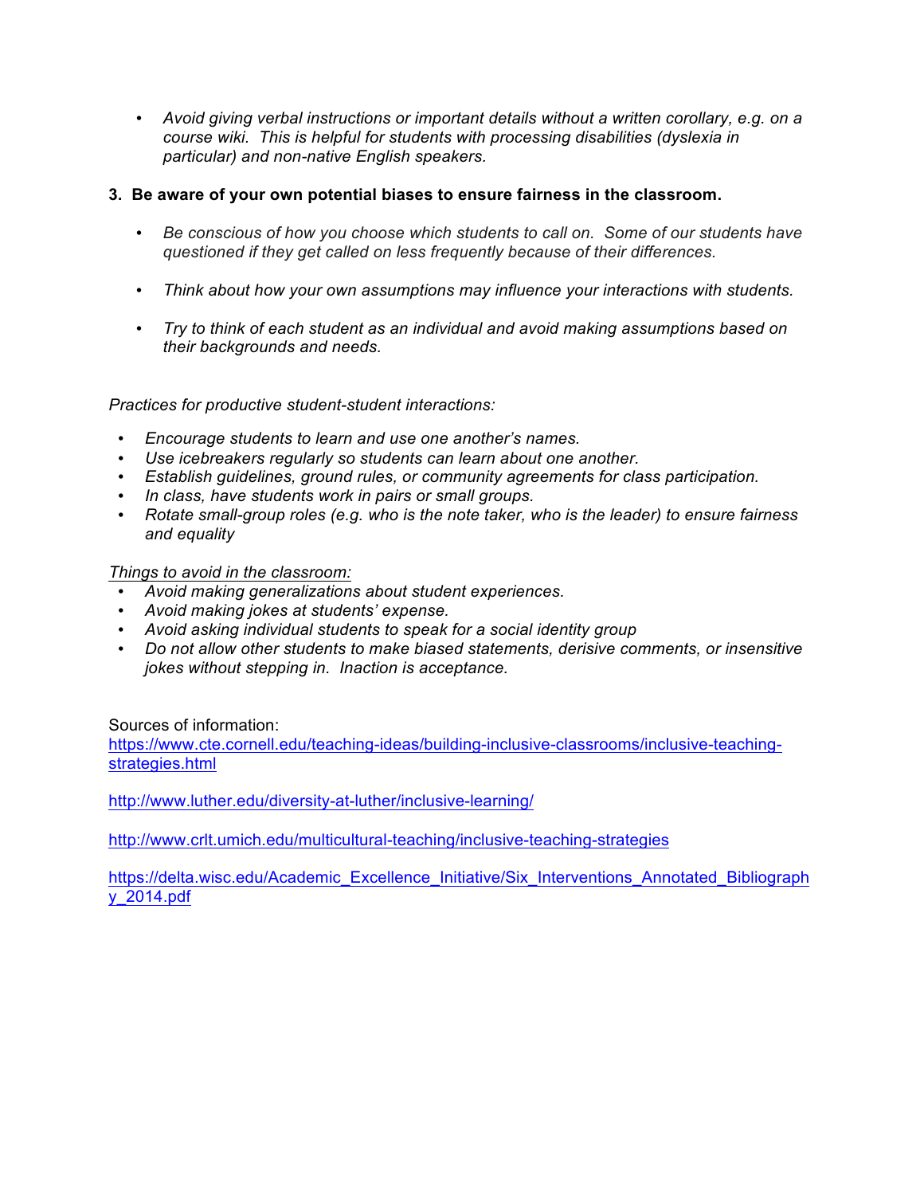- *Avoid giving verbal instructions or important details without a written corollary, e.g. on a course wiki. This is helpful for students with processing disabilities (dyslexia in particular) and non-native English speakers.*

**3. Be aware of your own potential biases to ensure fairness in the classroom.**

- *Be conscious of how you choose which students to call on. Some of our students have questioned if they get called on less frequently because of their differences.*

- *Think about how your own assumptions may influence your interactions with students.*

- *Try to think of each student as an individual and avoid making assumptions based on their backgrounds and needs.*

*Practices for productive student-student interactions:*

- *Encourage students to learn and use one another's names.*
- *Use icebreakers regularly so students can learn about one another.*
- *Establish guidelines, ground rules, or community agreements for class participation.*
- *In class, have students work in pairs or small groups.*
- *Rotate small-group roles (e.g. who is the note taker, who is the leader) to ensure fairness and equality*

<u>*Things to avoid in the classroom:*</u>

- *Avoid making generalizations about student experiences.*
- *Avoid making jokes at students' expense.*
- *Avoid asking individual students to speak for a social identity group*
- *Do not allow other students to make biased statements, derisive comments, or insensitive jokes without stepping in. Inaction is acceptance.*

Sources of information:
https://www.cte.cornell.edu/teaching-ideas/building-inclusive-classrooms/inclusive-teaching-strategies.html

http://www.luther.edu/diversity-at-luther/inclusive-learning/

http://www.crlt.umich.edu/multicultural-teaching/inclusive-teaching-strategies

https://delta.wisc.edu/Academic_Excellence_Initiative/Six_Interventions_Annotated_Bibliography_2014.pdf